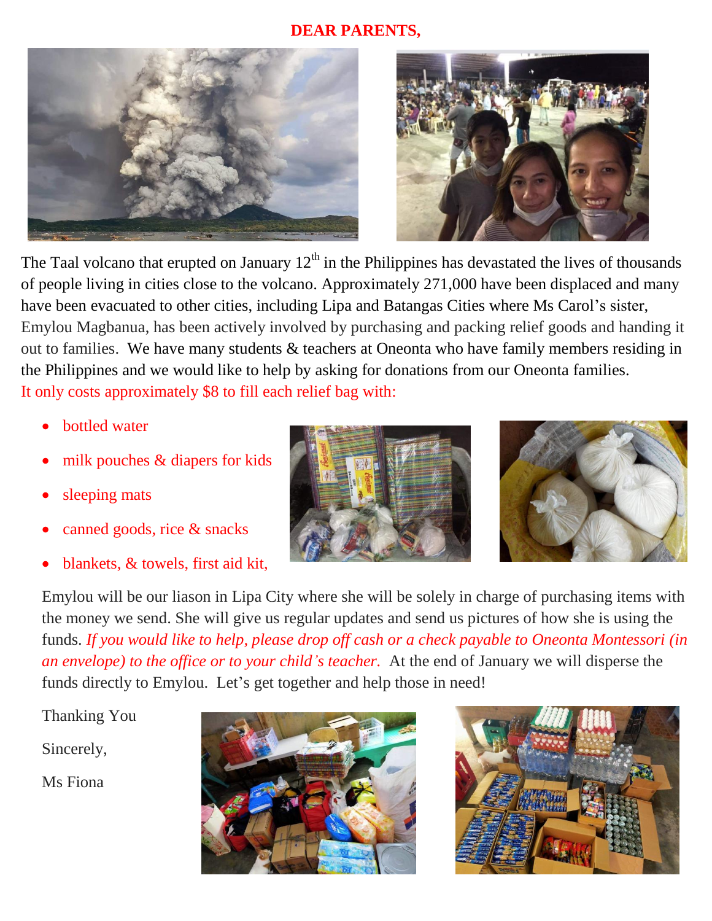# DEAR PARENTS,

The Taal volcano that erupted on January 12th in the Philippines has devastated the lives of thousands of people living in cities close to the volcano. Approximately 271,000 have been displaced and many have been evacuated to other cities, including Lipa and Batangas Cities where Ms Carol's sister, Emylou Magbanua, has been actively involved by purchasing and packing relief goods and handing it out to families. We have many students & teachers at Oneonta who have family members residing in the Philippines and we would like to help by asking for donations from our Oneonta families.

It only costs approximately $8 to fill each relief bag with:

- bottled water
- milk pouches & diapers for kids
- sleeping mats
- canned goods, rice & snacks
- blankets, & towels, first aid kit,

Emylou will be our liason in Lipa City where she will be solely in charge of purchasing items with the money we send. She will give us regular updates and send us pictures of how she is using the funds. *If you would like to help, please drop off cash or a check payable to Oneonta Montessori (in an envelope) to the office or to your child's teacher.* At the end of January we will disperse the funds directly to Emylou. Let's get together and help those in need!

Thanking You

Sincerely,

Ms Fiona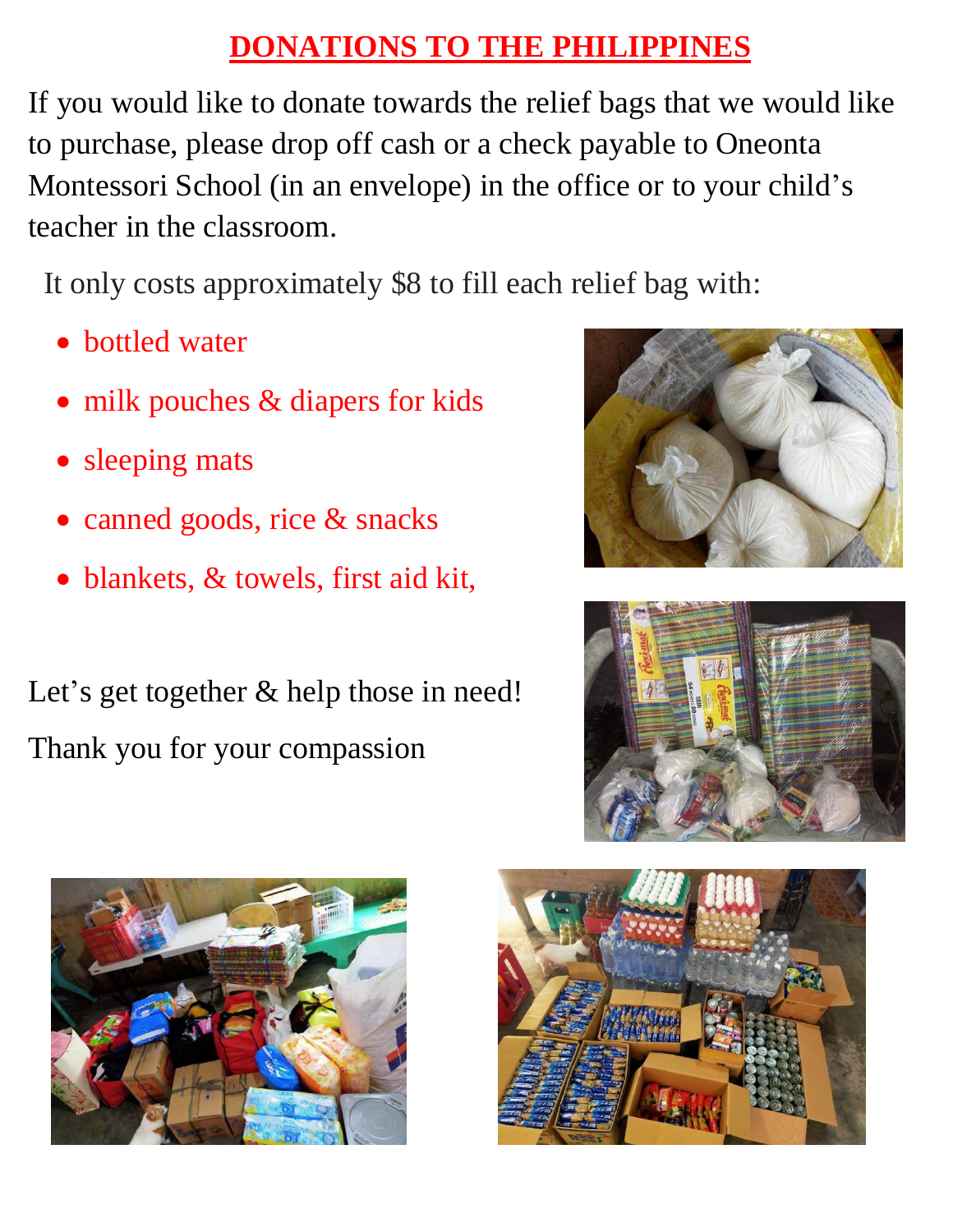# DONATIONS TO THE PHILIPPINES

If you would like to donate towards the relief bags that we would like to purchase, please drop off cash or a check payable to Oneonta Montessori School (in an envelope) in the office or to your child's teacher in the classroom.

It only costs approximately $8 to fill each relief bag with:

- bottled water
- milk pouches & diapers for kids
- sleeping mats
- canned goods, rice & snacks
- blankets, & towels, first aid kit,

Let's get together & help those in need!

Thank you for your compassion